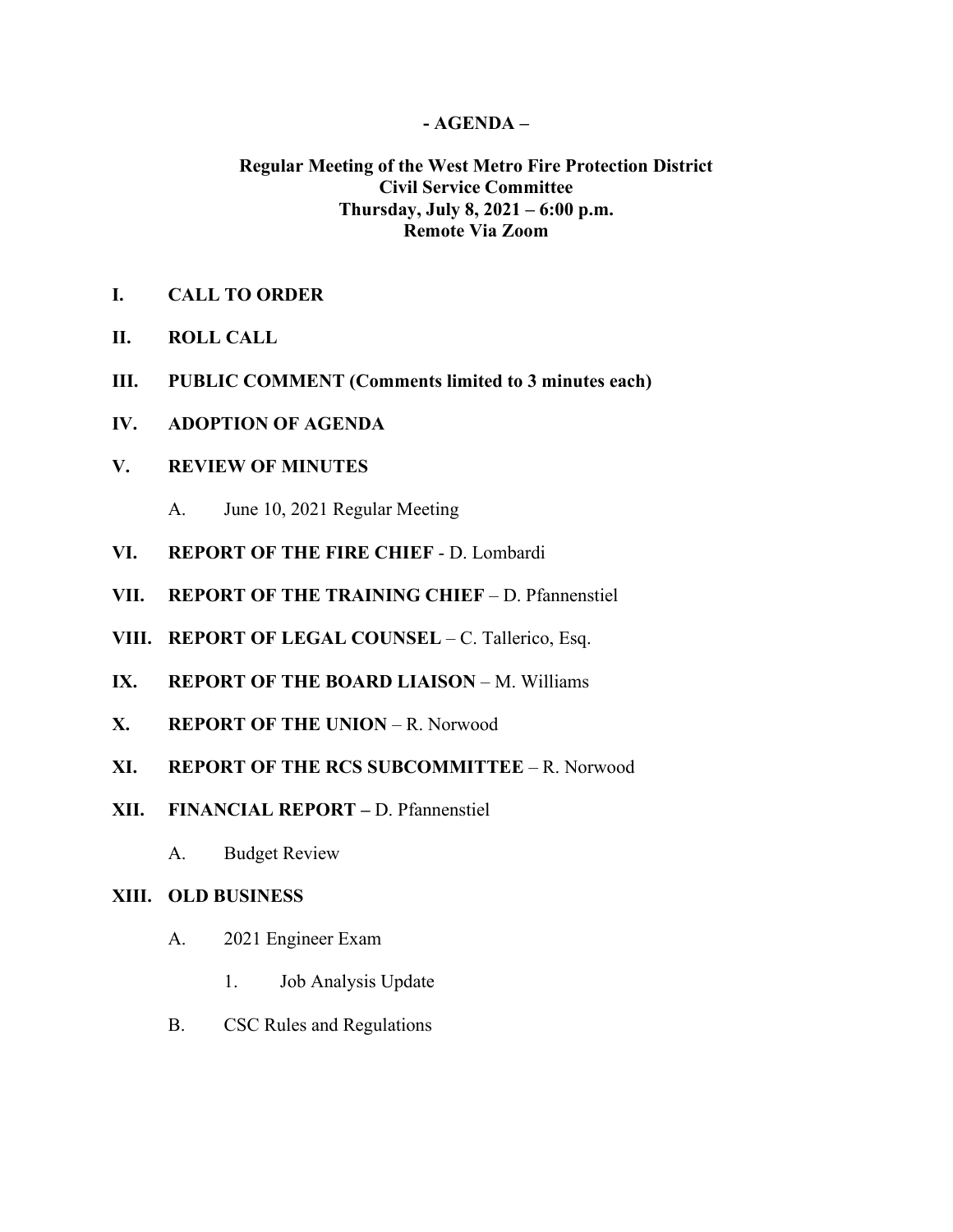**- AGENDA –**

**Regular Meeting of the West Metro Fire Protection District**
**Civil Service Committee**
**Thursday, July 8, 2021 – 6:00 p.m.**
**Remote Via Zoom**

**I. CALL TO ORDER**

**II. ROLL CALL**

**III. PUBLIC COMMENT (Comments limited to 3 minutes each)**

**IV. ADOPTION OF AGENDA**

**V. REVIEW OF MINUTES**

A. June 10, 2021 Regular Meeting

**VI. REPORT OF THE FIRE CHIEF** - D. Lombardi

**VII. REPORT OF THE TRAINING CHIEF** – D. Pfannenstiel

**VIII. REPORT OF LEGAL COUNSEL** – C. Tallerico, Esq.

**IX. REPORT OF THE BOARD LIAISON** – M. Williams

**X. REPORT OF THE UNION** – R. Norwood

**XI. REPORT OF THE RCS SUBCOMMITTEE** – R. Norwood

**XII. FINANCIAL REPORT –** D. Pfannenstiel

A. Budget Review

**XIII. OLD BUSINESS**

A. 2021 Engineer Exam

1. Job Analysis Update

B. CSC Rules and Regulations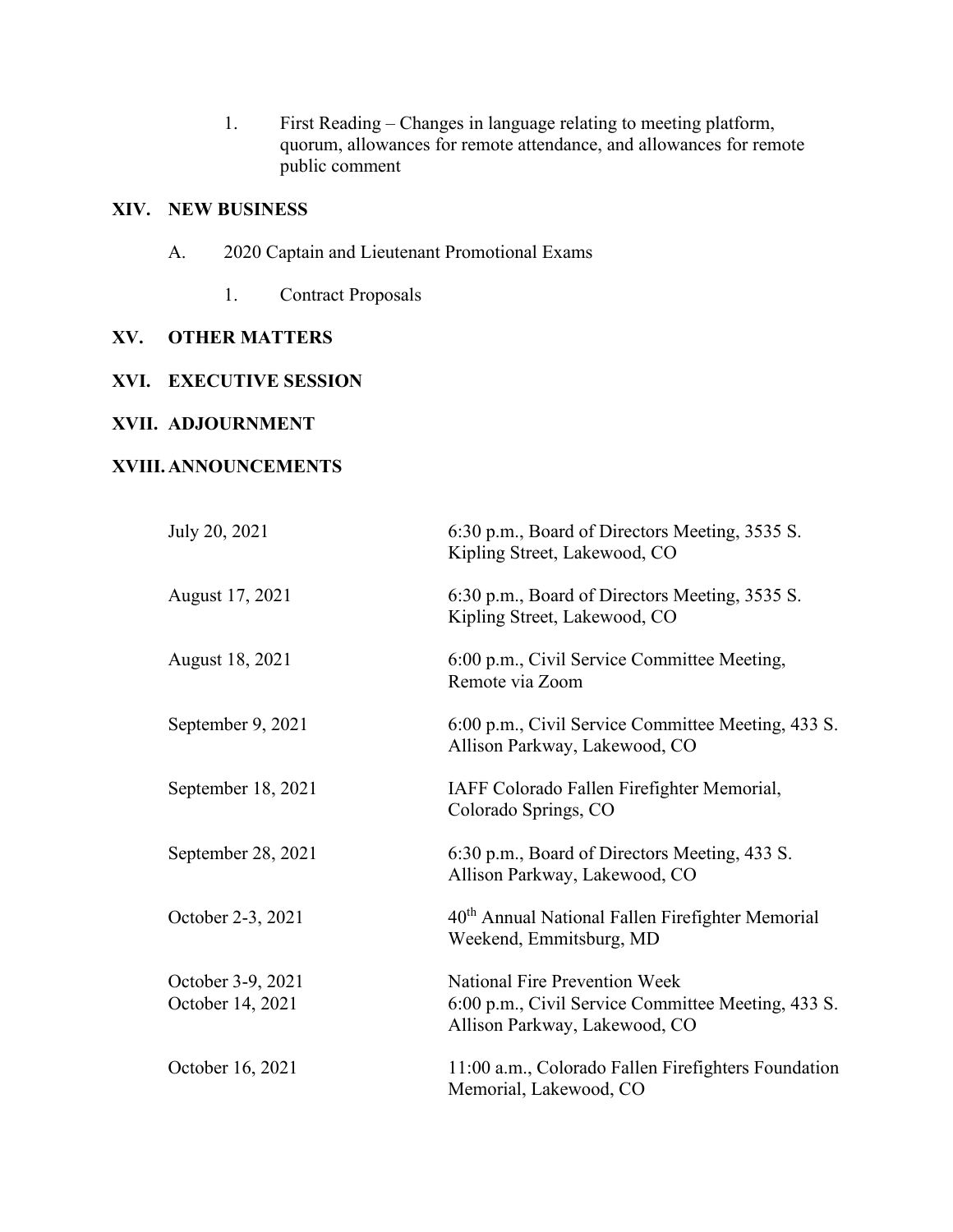1. First Reading – Changes in language relating to meeting platform, quorum, allowances for remote attendance, and allowances for remote public comment

## XIV. NEW BUSINESS

A. 2020 Captain and Lieutenant Promotional Exams

1. Contract Proposals

## XV. OTHER MATTERS

## XVI. EXECUTIVE SESSION

## XVII. ADJOURNMENT

## XVIII. ANNOUNCEMENTS

| | |
|---|---|
| July 20, 2021 | 6:30 p.m., Board of Directors Meeting, 3535 S. Kipling Street, Lakewood, CO |
| August 17, 2021 | 6:30 p.m., Board of Directors Meeting, 3535 S. Kipling Street, Lakewood, CO |
| August 18, 2021 | 6:00 p.m., Civil Service Committee Meeting, Remote via Zoom |
| September 9, 2021 | 6:00 p.m., Civil Service Committee Meeting, 433 S. Allison Parkway, Lakewood, CO |
| September 18, 2021 | IAFF Colorado Fallen Firefighter Memorial, Colorado Springs, CO |
| September 28, 2021 | 6:30 p.m., Board of Directors Meeting, 433 S. Allison Parkway, Lakewood, CO |
| October 2-3, 2021 | 40th Annual National Fallen Firefighter Memorial Weekend, Emmitsburg, MD |
| October 3-9, 2021 | National Fire Prevention Week |
| October 14, 2021 | 6:00 p.m., Civil Service Committee Meeting, 433 S. Allison Parkway, Lakewood, CO |
| October 16, 2021 | 11:00 a.m., Colorado Fallen Firefighters Foundation Memorial, Lakewood, CO |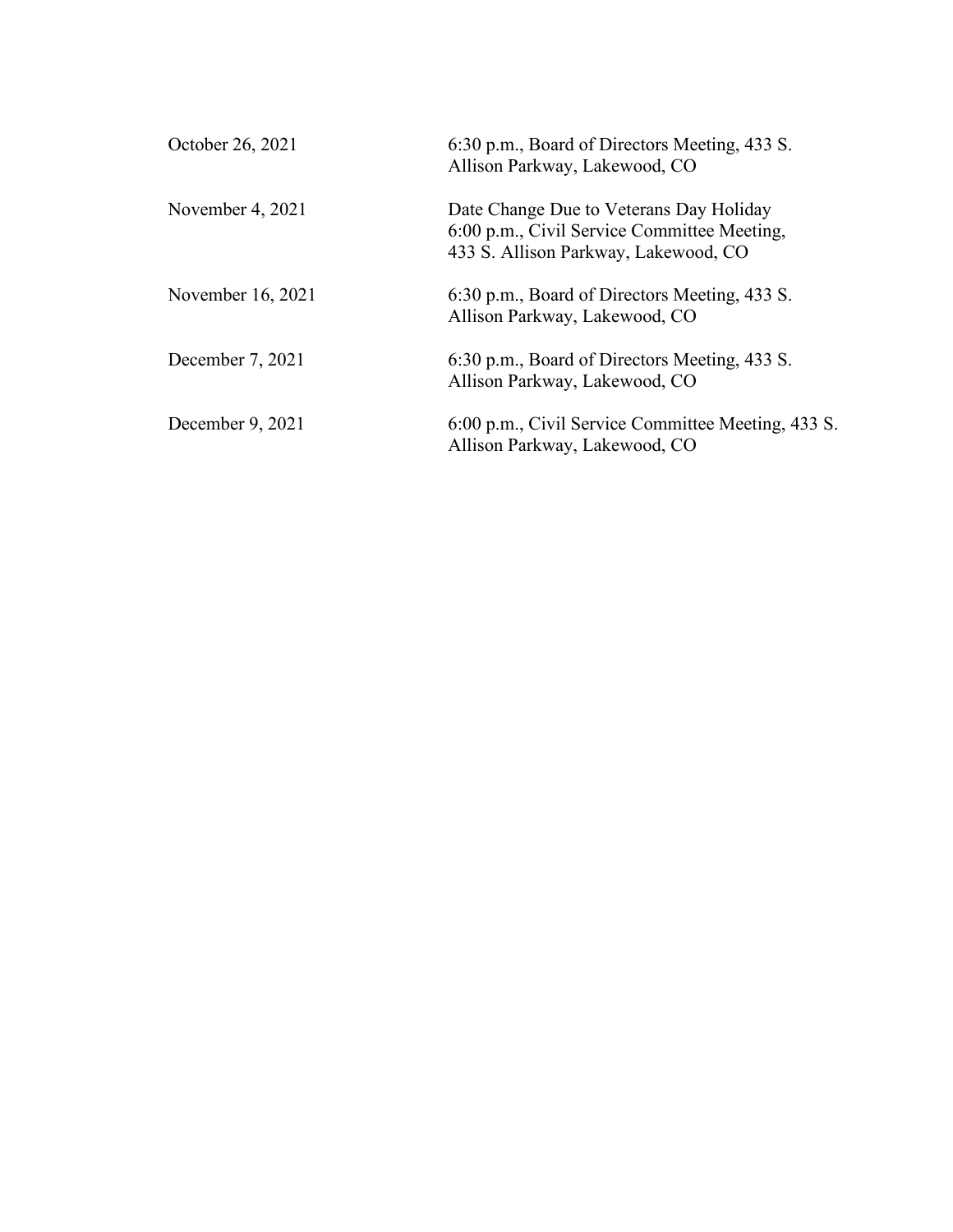| | |
|---|---|
| October 26, 2021 | 6:30 p.m., Board of Directors Meeting, 433 S. Allison Parkway, Lakewood, CO |
| November 4, 2021 | Date Change Due to Veterans Day Holiday 6:00 p.m., Civil Service Committee Meeting, 433 S. Allison Parkway, Lakewood, CO |
| November 16, 2021 | 6:30 p.m., Board of Directors Meeting, 433 S. Allison Parkway, Lakewood, CO |
| December 7, 2021 | 6:30 p.m., Board of Directors Meeting, 433 S. Allison Parkway, Lakewood, CO |
| December 9, 2021 | 6:00 p.m., Civil Service Committee Meeting, 433 S. Allison Parkway, Lakewood, CO |